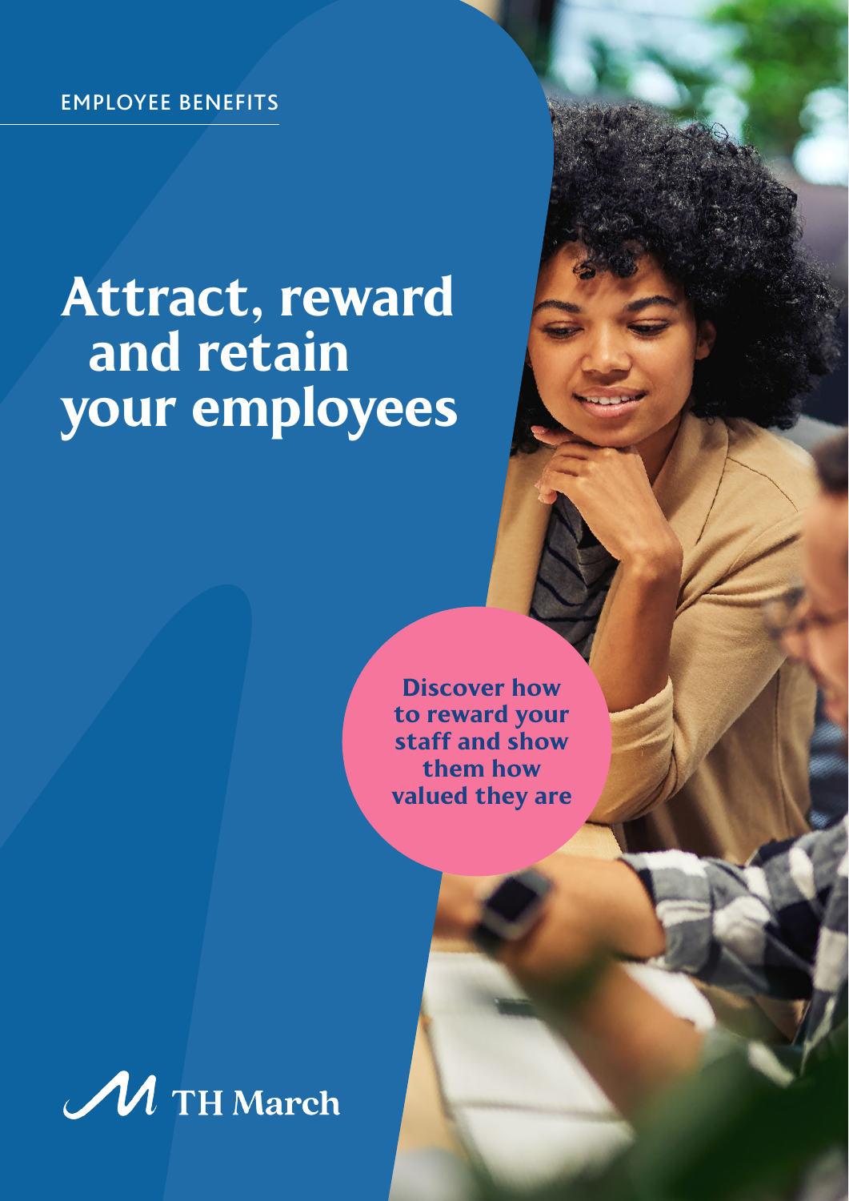EMPLOYEE BENEFITS

# Attract, reward and retain your employees

**Discover how to reward your staff and show them how valued they are**

TH March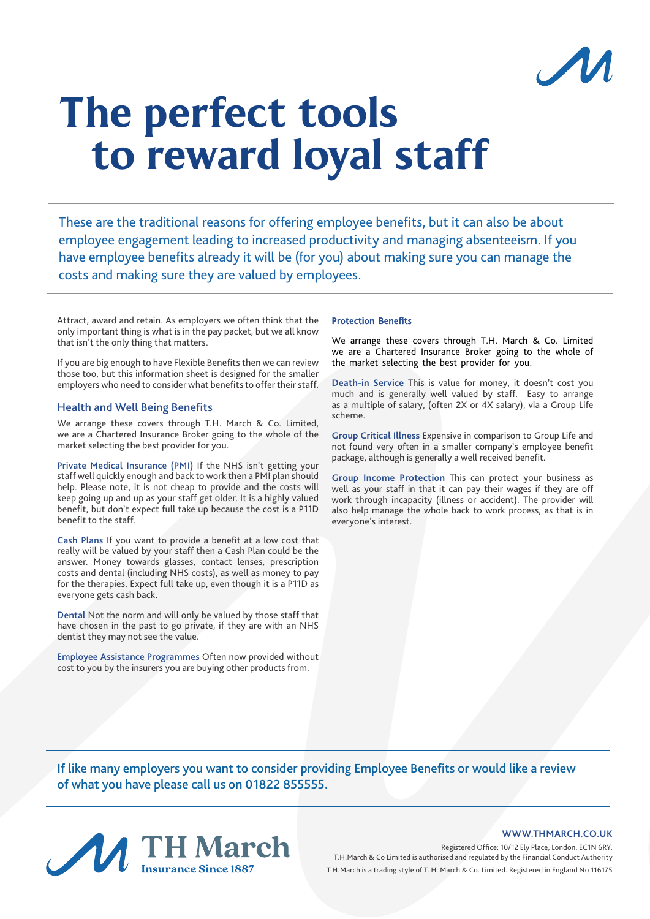# The perfect tools to reward loyal staff

These are the traditional reasons for offering employee benefits, but it can also be about employee engagement leading to increased productivity and managing absenteeism. If you have employee benefits already it will be (for you) about making sure you can manage the costs and making sure they are valued by employees.

Attract, award and retain. As employers we often think that the only important thing is what is in the pay packet, but we all know that isn't the only thing that matters.

If you are big enough to have Flexible Benefits then we can review those too, but this information sheet is designed for the smaller employers who need to consider what benefits to offer their staff.

## Health and Well Being Benefits

We arrange these covers through T.H. March & Co. Limited, we are a Chartered Insurance Broker going to the whole of the market selecting the best provider for you.

**Private Medical Insurance (PMI)** If the NHS isn't getting your staff well quickly enough and back to work then a PMI plan should help. Please note, it is not cheap to provide and the costs will keep going up and up as your staff get older. It is a highly valued benefit, but don't expect full take up because the cost is a P11D benefit to the staff.

**Cash Plans** If you want to provide a benefit at a low cost that really will be valued by your staff then a Cash Plan could be the answer. Money towards glasses, contact lenses, prescription costs and dental (including NHS costs), as well as money to pay for the therapies. Expect full take up, even though it is a P11D as everyone gets cash back.

**Dental** Not the norm and will only be valued by those staff that have chosen in the past to go private, if they are with an NHS dentist they may not see the value.

**Employee Assistance Programmes** Often now provided without cost to you by the insurers you are buying other products from.

## Protection Benefits

We arrange these covers through T.H. March & Co. Limited we are a Chartered Insurance Broker going to the whole of the market selecting the best provider for you.

**Death-in Service** This is value for money, it doesn't cost you much and is generally well valued by staff. Easy to arrange as a multiple of salary, (often 2X or 4X salary), via a Group Life scheme.

**Group Critical Illness** Expensive in comparison to Group Life and not found very often in a smaller company's employee benefit package, although is generally a well received benefit.

**Group Income Protection** This can protect your business as well as your staff in that it can pay their wages if they are off work through incapacity (illness or accident). The provider will also help manage the whole back to work process, as that is in everyone's interest.

If like many employers you want to consider providing Employee Benefits or would like a review of what you have please call us on 01822 855555.

TH March
Insurance Since 1887

WWW.THMARCH.CO.UK

Registered Office: 10/12 Ely Place, London, EC1N 6RY.
T.H.March & Co Limited is authorised and regulated by the Financial Conduct Authority
T.H.March is a trading style of T. H. March & Co. Limited. Registered in England No 116175